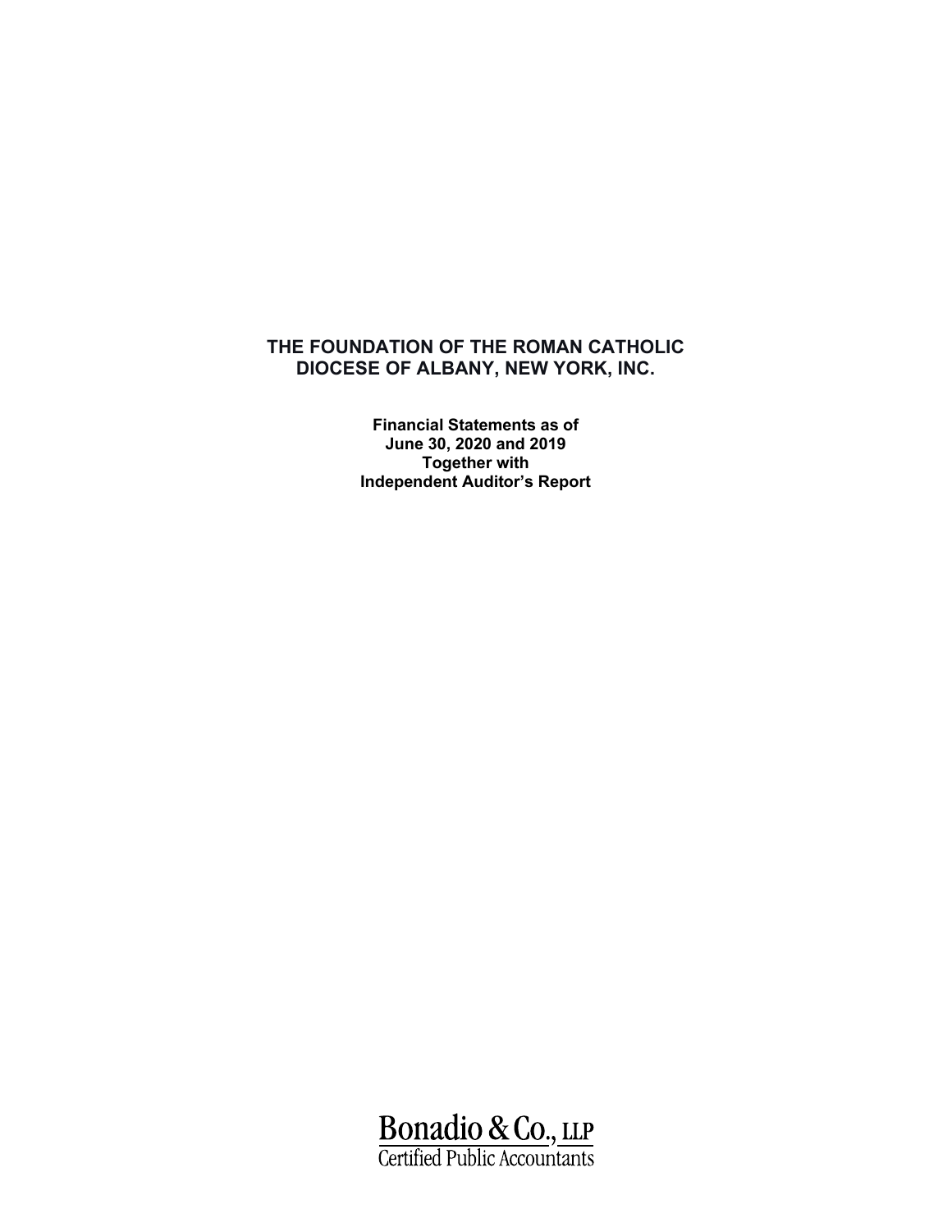# THE FOUNDATION OF THE ROMAN CATHOLIC DIOCESE OF ALBANY, NEW YORK, INC.

**Financial Statements as of June 30, 2020 and 2019 Together with Independent Auditor's Report**

Bonadio & Co., LLP
Certified Public Accountants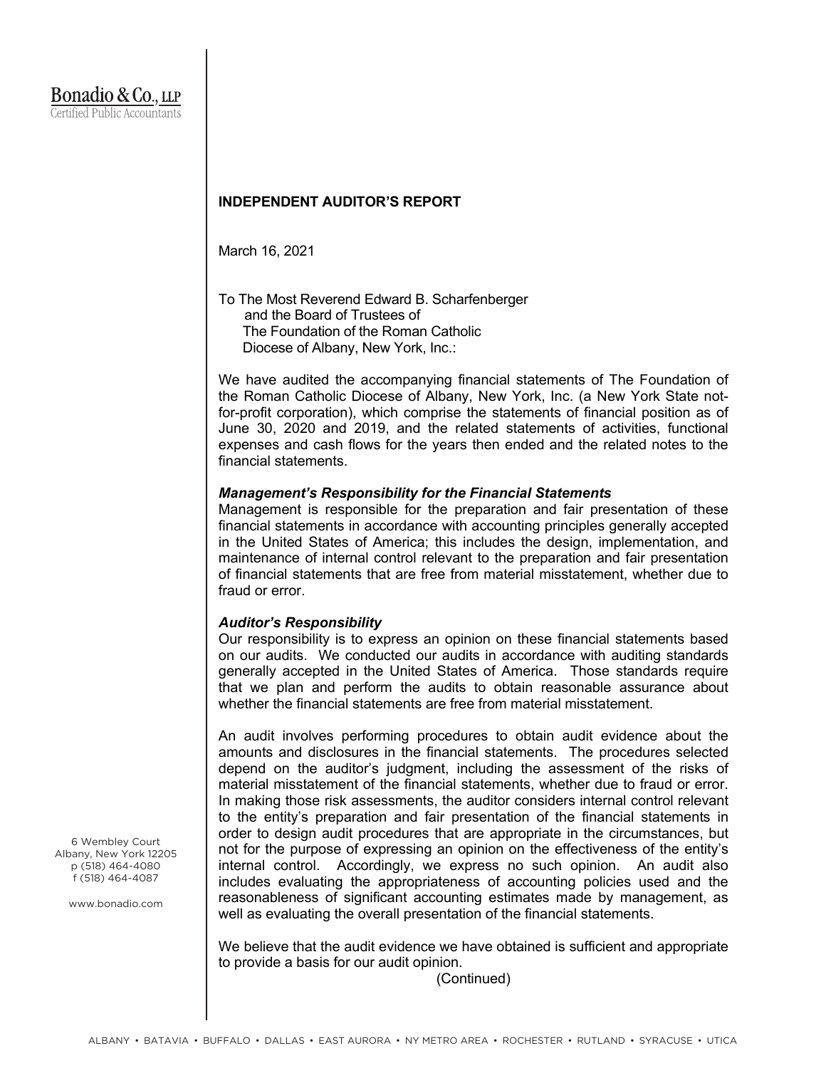Bonadio & Co., LLP
Certified Public Accountants

## INDEPENDENT AUDITOR'S REPORT

March 16, 2021

To The Most Reverend Edward B. Scharfenberger
and the Board of Trustees of
The Foundation of the Roman Catholic
Diocese of Albany, New York, Inc.:

We have audited the accompanying financial statements of The Foundation of the Roman Catholic Diocese of Albany, New York, Inc. (a New York State not-for-profit corporation), which comprise the statements of financial position as of June 30, 2020 and 2019, and the related statements of activities, functional expenses and cash flows for the years then ended and the related notes to the financial statements.

***Management's Responsibility for the Financial Statements***

Management is responsible for the preparation and fair presentation of these financial statements in accordance with accounting principles generally accepted in the United States of America; this includes the design, implementation, and maintenance of internal control relevant to the preparation and fair presentation of financial statements that are free from material misstatement, whether due to fraud or error.

***Auditor's Responsibility***

Our responsibility is to express an opinion on these financial statements based on our audits. We conducted our audits in accordance with auditing standards generally accepted in the United States of America. Those standards require that we plan and perform the audits to obtain reasonable assurance about whether the financial statements are free from material misstatement.

An audit involves performing procedures to obtain audit evidence about the amounts and disclosures in the financial statements. The procedures selected depend on the auditor's judgment, including the assessment of the risks of material misstatement of the financial statements, whether due to fraud or error. In making those risk assessments, the auditor considers internal control relevant to the entity's preparation and fair presentation of the financial statements in order to design audit procedures that are appropriate in the circumstances, but not for the purpose of expressing an opinion on the effectiveness of the entity's internal control. Accordingly, we express no such opinion. An audit also includes evaluating the appropriateness of accounting policies used and the reasonableness of significant accounting estimates made by management, as well as evaluating the overall presentation of the financial statements.

We believe that the audit evidence we have obtained is sufficient and appropriate to provide a basis for our audit opinion.

(Continued)

6 Wembley Court
Albany, New York 12205
p (518) 464-4080
f (518) 464-4087

www.bonadio.com

ALBANY • BATAVIA • BUFFALO • DALLAS • EAST AURORA • NY METRO AREA • ROCHESTER • RUTLAND • SYRACUSE • UTICA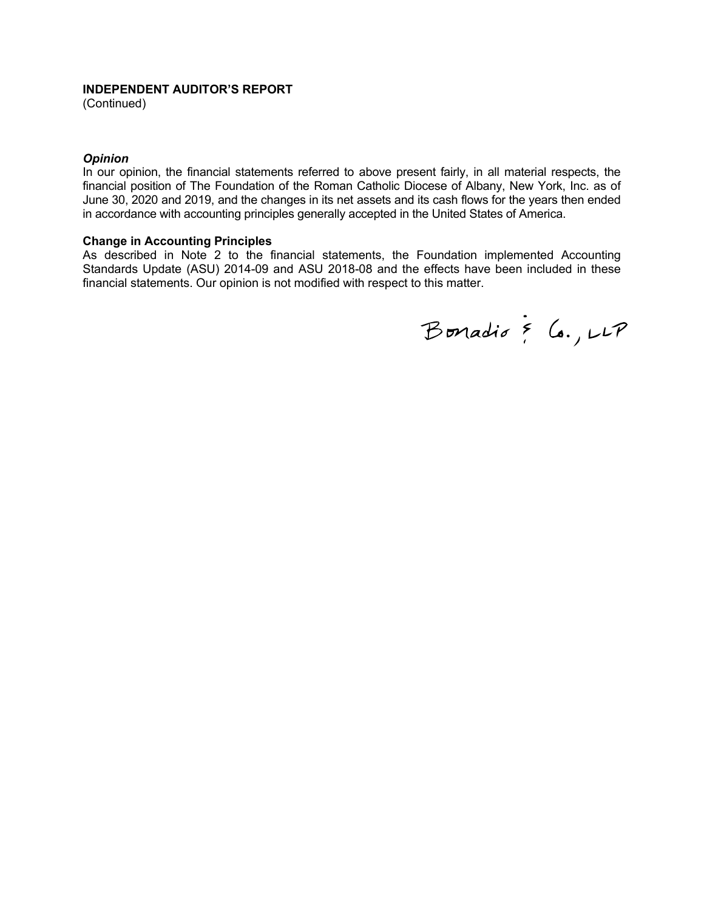**INDEPENDENT AUDITOR'S REPORT**
(Continued)

***Opinion***
In our opinion, the financial statements referred to above present fairly, in all material respects, the financial position of The Foundation of the Roman Catholic Diocese of Albany, New York, Inc. as of June 30, 2020 and 2019, and the changes in its net assets and its cash flows for the years then ended in accordance with accounting principles generally accepted in the United States of America.

**Change in Accounting Principles**
As described in Note 2 to the financial statements, the Foundation implemented Accounting Standards Update (ASU) 2014-09 and ASU 2018-08 and the effects have been included in these financial statements. Our opinion is not modified with respect to this matter.

Bonadio & Co., LLP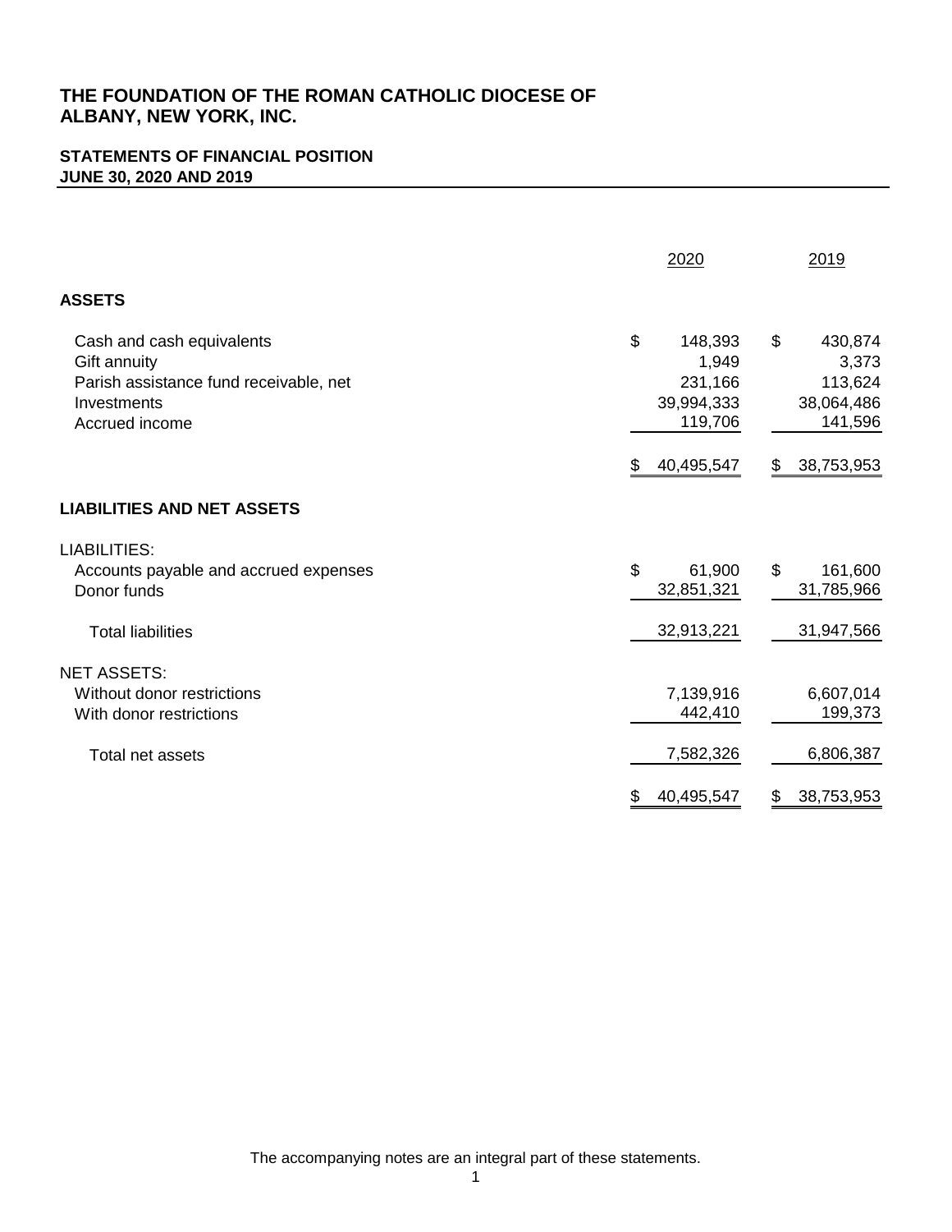# THE FOUNDATION OF THE ROMAN CATHOLIC DIOCESE OF ALBANY, NEW YORK, INC.

## STATEMENTS OF FINANCIAL POSITION
## JUNE 30, 2020 AND 2019

| | 2020 | 2019 |
|---|---|---|
| **ASSETS** | | |
| Cash and cash equivalents | $ 148,393 | $ 430,874 |
| Gift annuity | 1,949 | 3,373 |
| Parish assistance fund receivable, net | 231,166 | 113,624 |
| Investments | 39,994,333 | 38,064,486 |
| Accrued income | 119,706 | 141,596 |
| | $ 40,495,547 | $ 38,753,953 |
| **LIABILITIES AND NET ASSETS** | | |
| LIABILITIES: | | |
| Accounts payable and accrued expenses | $ 61,900 | $ 161,600 |
| Donor funds | 32,851,321 | 31,785,966 |
| Total liabilities | 32,913,221 | 31,947,566 |
| NET ASSETS: | | |
| Without donor restrictions | 7,139,916 | 6,607,014 |
| With donor restrictions | 442,410 | 199,373 |
| Total net assets | 7,582,326 | 6,806,387 |
| | $ 40,495,547 | $ 38,753,953 |

The accompanying notes are an integral part of these statements.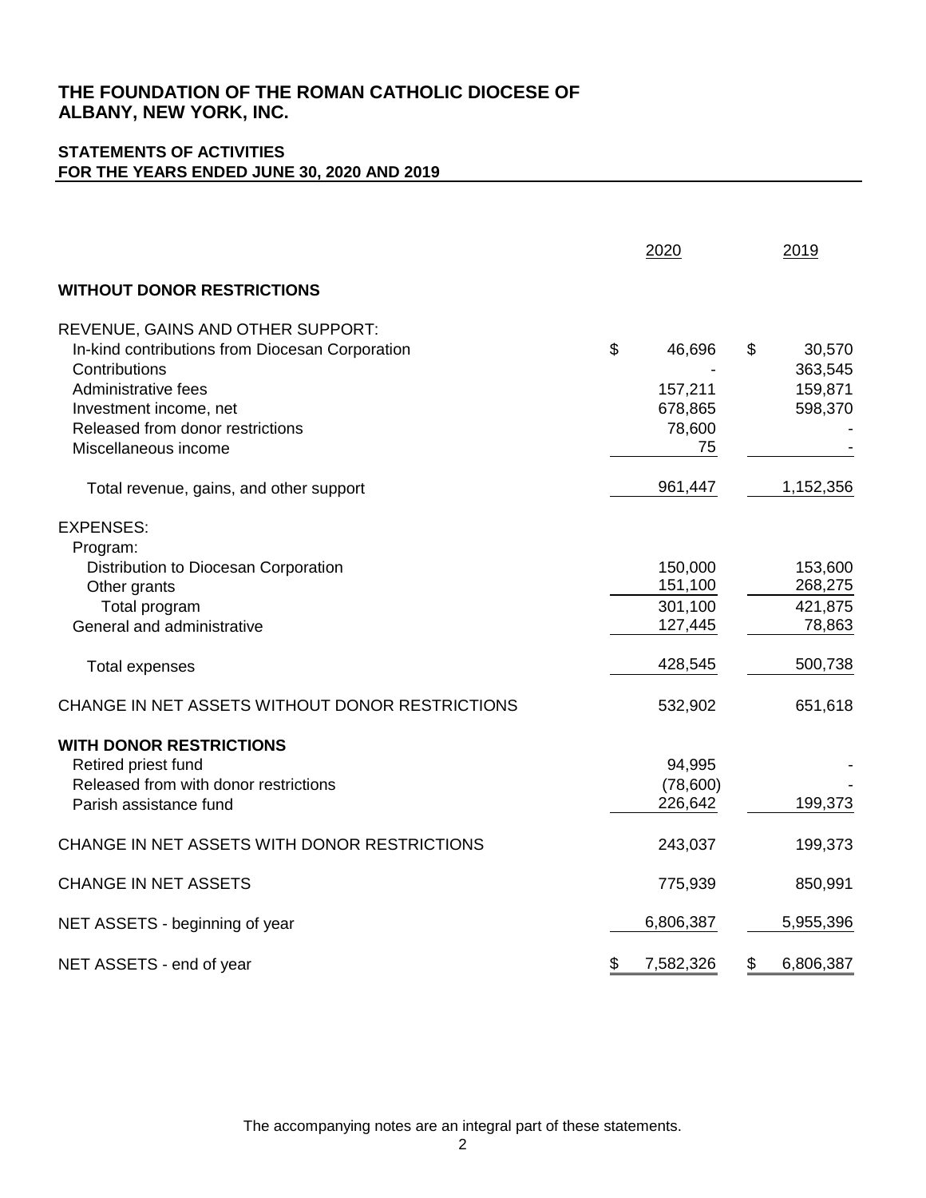# THE FOUNDATION OF THE ROMAN CATHOLIC DIOCESE OF ALBANY, NEW YORK, INC.

## STATEMENTS OF ACTIVITIES
## FOR THE YEARS ENDED JUNE 30, 2020 AND 2019

| | 2020 | 2019 |
|---|---|---|
| **WITHOUT DONOR RESTRICTIONS** | | |
| REVENUE, GAINS AND OTHER SUPPORT: | | |
| In-kind contributions from Diocesan Corporation | $ 46,696 | $ 30,570 |
| Contributions | - | 363,545 |
| Administrative fees | 157,211 | 159,871 |
| Investment income, net | 678,865 | 598,370 |
| Released from donor restrictions | 78,600 | - |
| Miscellaneous income | 75 | - |
| Total revenue, gains, and other support | 961,447 | 1,152,356 |
| EXPENSES: | | |
| Program: | | |
| Distribution to Diocesan Corporation | 150,000 | 153,600 |
| Other grants | 151,100 | 268,275 |
| Total program | 301,100 | 421,875 |
| General and administrative | 127,445 | 78,863 |
| Total expenses | 428,545 | 500,738 |
| CHANGE IN NET ASSETS WITHOUT DONOR RESTRICTIONS | 532,902 | 651,618 |
| **WITH DONOR RESTRICTIONS** | | |
| Retired priest fund | 94,995 | - |
| Released from with donor restrictions | (78,600) | - |
| Parish assistance fund | 226,642 | 199,373 |
| CHANGE IN NET ASSETS WITH DONOR RESTRICTIONS | 243,037 | 199,373 |
| CHANGE IN NET ASSETS | 775,939 | 850,991 |
| NET ASSETS - beginning of year | 6,806,387 | 5,955,396 |
| NET ASSETS - end of year | $ 7,582,326 | $ 6,806,387 |

The accompanying notes are an integral part of these statements.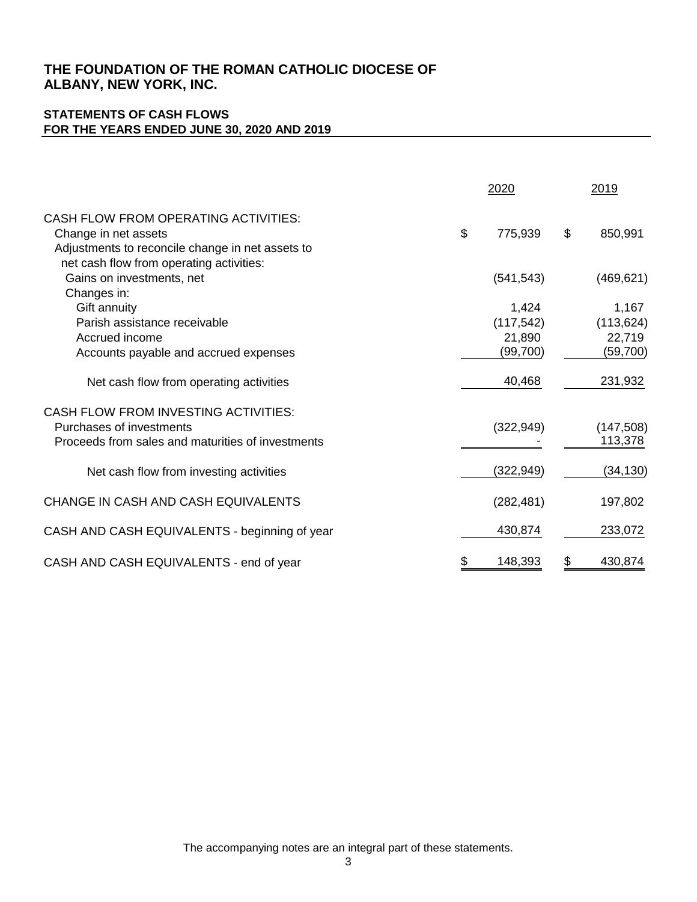# THE FOUNDATION OF THE ROMAN CATHOLIC DIOCESE OF ALBANY, NEW YORK, INC.

## STATEMENTS OF CASH FLOWS
## FOR THE YEARS ENDED JUNE 30, 2020 AND 2019

| | 2020 | 2019 |
|---|---|---|
| CASH FLOW FROM OPERATING ACTIVITIES: | | |
| Change in net assets | $ 775,939 | $ 850,991 |
| Adjustments to reconcile change in net assets to net cash flow from operating activities: | | |
| Gains on investments, net | (541,543) | (469,621) |
| Changes in: | | |
| Gift annuity | 1,424 | 1,167 |
| Parish assistance receivable | (117,542) | (113,624) |
| Accrued income | 21,890 | 22,719 |
| Accounts payable and accrued expenses | (99,700) | (59,700) |
| Net cash flow from operating activities | 40,468 | 231,932 |
| CASH FLOW FROM INVESTING ACTIVITIES: | | |
| Purchases of investments | (322,949) | (147,508) |
| Proceeds from sales and maturities of investments | - | 113,378 |
| Net cash flow from investing activities | (322,949) | (34,130) |
| CHANGE IN CASH AND CASH EQUIVALENTS | (282,481) | 197,802 |
| CASH AND CASH EQUIVALENTS - beginning of year | 430,874 | 233,072 |
| CASH AND CASH EQUIVALENTS - end of year | $ 148,393 | $ 430,874 |

The accompanying notes are an integral part of these statements.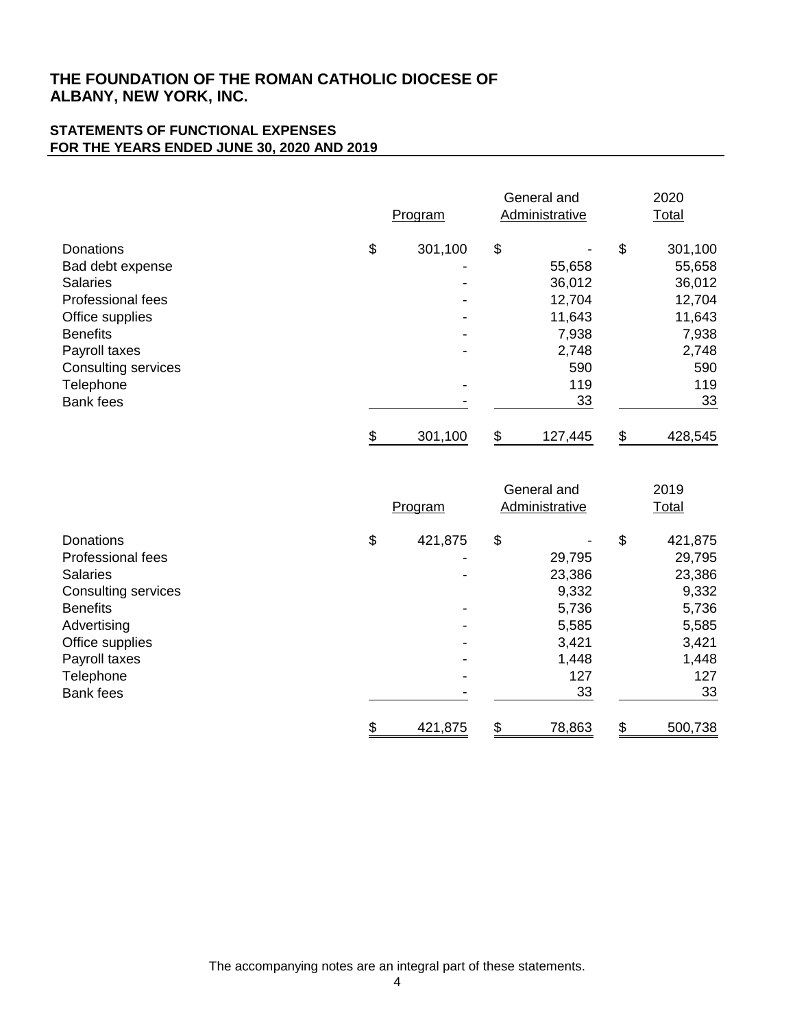# THE FOUNDATION OF THE ROMAN CATHOLIC DIOCESE OF ALBANY, NEW YORK, INC.

## STATEMENTS OF FUNCTIONAL EXPENSES
## FOR THE YEARS ENDED JUNE 30, 2020 AND 2019

| | Program | General and Administrative | 2020 Total |
|---|---|---|---|
| Donations | $ 301,100 | $ - | $ 301,100 |
| Bad debt expense | - | 55,658 | 55,658 |
| Salaries | - | 36,012 | 36,012 |
| Professional fees | - | 12,704 | 12,704 |
| Office supplies | - | 11,643 | 11,643 |
| Benefits | - | 7,938 | 7,938 |
| Payroll taxes | - | 2,748 | 2,748 |
| Consulting services | | 590 | 590 |
| Telephone | - | 119 | 119 |
| Bank fees | - | 33 | 33 |
| | $ 301,100 | $ 127,445 | $ 428,545 |

| | Program | General and Administrative | 2019 Total |
|---|---|---|---|
| Donations | $ 421,875 | $ - | $ 421,875 |
| Professional fees | - | 29,795 | 29,795 |
| Salaries | - | 23,386 | 23,386 |
| Consulting services | | 9,332 | 9,332 |
| Benefits | - | 5,736 | 5,736 |
| Advertising | - | 5,585 | 5,585 |
| Office supplies | - | 3,421 | 3,421 |
| Payroll taxes | - | 1,448 | 1,448 |
| Telephone | - | 127 | 127 |
| Bank fees | - | 33 | 33 |
| | $ 421,875 | $ 78,863 | $ 500,738 |

The accompanying notes are an integral part of these statements.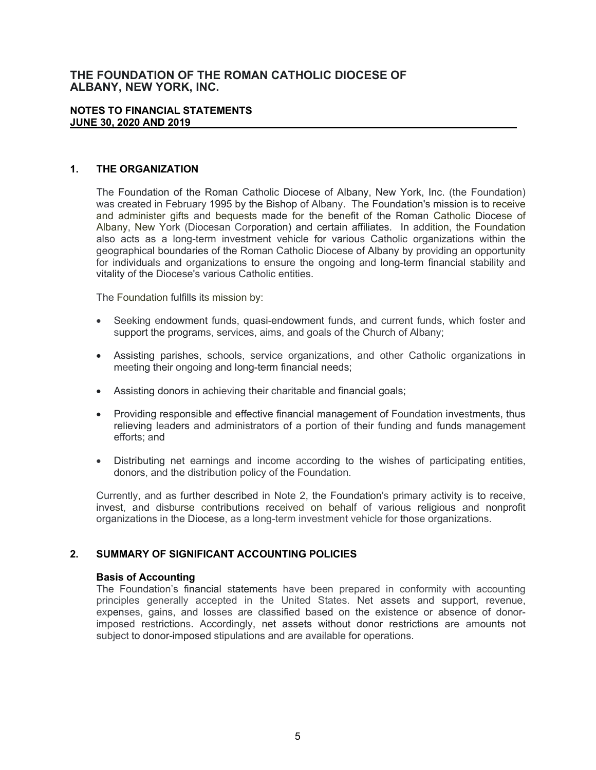# THE FOUNDATION OF THE ROMAN CATHOLIC DIOCESE OF ALBANY, NEW YORK, INC.

**NOTES TO FINANCIAL STATEMENTS**
**JUNE 30, 2020 AND 2019**

## 1. THE ORGANIZATION

The Foundation of the Roman Catholic Diocese of Albany, New York, Inc. (the Foundation) was created in February 1995 by the Bishop of Albany. The Foundation's mission is to receive and administer gifts and bequests made for the benefit of the Roman Catholic Diocese of Albany, New York (Diocesan Corporation) and certain affiliates. In addition, the Foundation also acts as a long-term investment vehicle for various Catholic organizations within the geographical boundaries of the Roman Catholic Diocese of Albany by providing an opportunity for individuals and organizations to ensure the ongoing and long-term financial stability and vitality of the Diocese's various Catholic entities.

The Foundation fulfills its mission by:

- Seeking endowment funds, quasi-endowment funds, and current funds, which foster and support the programs, services, aims, and goals of the Church of Albany;
- Assisting parishes, schools, service organizations, and other Catholic organizations in meeting their ongoing and long-term financial needs;
- Assisting donors in achieving their charitable and financial goals;
- Providing responsible and effective financial management of Foundation investments, thus relieving leaders and administrators of a portion of their funding and funds management efforts; and
- Distributing net earnings and income according to the wishes of participating entities, donors, and the distribution policy of the Foundation.

Currently, and as further described in Note 2, the Foundation's primary activity is to receive, invest, and disburse contributions received on behalf of various religious and nonprofit organizations in the Diocese, as a long-term investment vehicle for those organizations.

## 2. SUMMARY OF SIGNIFICANT ACCOUNTING POLICIES

### Basis of Accounting

The Foundation's financial statements have been prepared in conformity with accounting principles generally accepted in the United States. Net assets and support, revenue, expenses, gains, and losses are classified based on the existence or absence of donor-imposed restrictions. Accordingly, net assets without donor restrictions are amounts not subject to donor-imposed stipulations and are available for operations.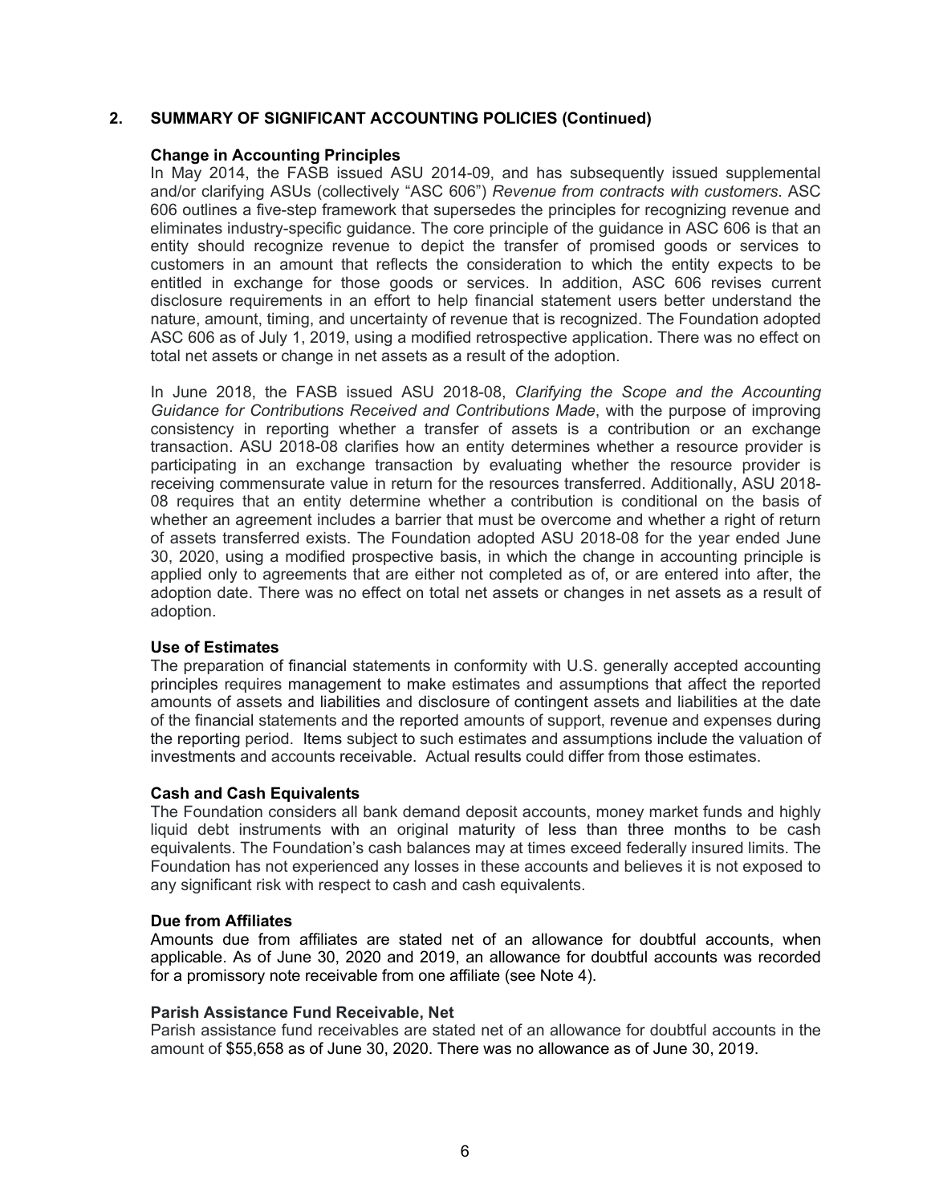## 2. SUMMARY OF SIGNIFICANT ACCOUNTING POLICIES (Continued)

### Change in Accounting Principles

In May 2014, the FASB issued ASU 2014-09, and has subsequently issued supplemental and/or clarifying ASUs (collectively "ASC 606") *Revenue from contracts with customers*. ASC 606 outlines a five-step framework that supersedes the principles for recognizing revenue and eliminates industry-specific guidance. The core principle of the guidance in ASC 606 is that an entity should recognize revenue to depict the transfer of promised goods or services to customers in an amount that reflects the consideration to which the entity expects to be entitled in exchange for those goods or services. In addition, ASC 606 revises current disclosure requirements in an effort to help financial statement users better understand the nature, amount, timing, and uncertainty of revenue that is recognized. The Foundation adopted ASC 606 as of July 1, 2019, using a modified retrospective application. There was no effect on total net assets or change in net assets as a result of the adoption.

In June 2018, the FASB issued ASU 2018-08, *Clarifying the Scope and the Accounting Guidance for Contributions Received and Contributions Made*, with the purpose of improving consistency in reporting whether a transfer of assets is a contribution or an exchange transaction. ASU 2018-08 clarifies how an entity determines whether a resource provider is participating in an exchange transaction by evaluating whether the resource provider is receiving commensurate value in return for the resources transferred. Additionally, ASU 2018-08 requires that an entity determine whether a contribution is conditional on the basis of whether an agreement includes a barrier that must be overcome and whether a right of return of assets transferred exists. The Foundation adopted ASU 2018-08 for the year ended June 30, 2020, using a modified prospective basis, in which the change in accounting principle is applied only to agreements that are either not completed as of, or are entered into after, the adoption date. There was no effect on total net assets or changes in net assets as a result of adoption.

### Use of Estimates

The preparation of financial statements in conformity with U.S. generally accepted accounting principles requires management to make estimates and assumptions that affect the reported amounts of assets and liabilities and disclosure of contingent assets and liabilities at the date of the financial statements and the reported amounts of support, revenue and expenses during the reporting period. Items subject to such estimates and assumptions include the valuation of investments and accounts receivable. Actual results could differ from those estimates.

### Cash and Cash Equivalents

The Foundation considers all bank demand deposit accounts, money market funds and highly liquid debt instruments with an original maturity of less than three months to be cash equivalents. The Foundation's cash balances may at times exceed federally insured limits. The Foundation has not experienced any losses in these accounts and believes it is not exposed to any significant risk with respect to cash and cash equivalents.

### Due from Affiliates

Amounts due from affiliates are stated net of an allowance for doubtful accounts, when applicable. As of June 30, 2020 and 2019, an allowance for doubtful accounts was recorded for a promissory note receivable from one affiliate (see Note 4).

### Parish Assistance Fund Receivable, Net

Parish assistance fund receivables are stated net of an allowance for doubtful accounts in the amount of $55,658 as of June 30, 2020. There was no allowance as of June 30, 2019.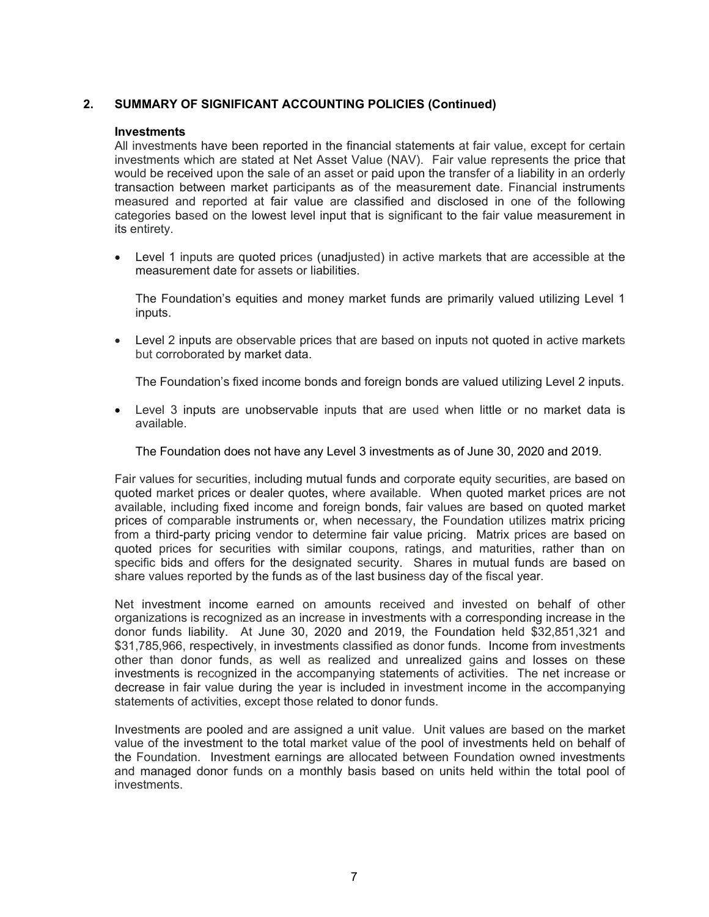## 2. SUMMARY OF SIGNIFICANT ACCOUNTING POLICIES (Continued)

### Investments

All investments have been reported in the financial statements at fair value, except for certain investments which are stated at Net Asset Value (NAV). Fair value represents the price that would be received upon the sale of an asset or paid upon the transfer of a liability in an orderly transaction between market participants as of the measurement date. Financial instruments measured and reported at fair value are classified and disclosed in one of the following categories based on the lowest level input that is significant to the fair value measurement in its entirety.

- Level 1 inputs are quoted prices (unadjusted) in active markets that are accessible at the measurement date for assets or liabilities.

  The Foundation's equities and money market funds are primarily valued utilizing Level 1 inputs.

- Level 2 inputs are observable prices that are based on inputs not quoted in active markets but corroborated by market data.

  The Foundation's fixed income bonds and foreign bonds are valued utilizing Level 2 inputs.

- Level 3 inputs are unobservable inputs that are used when little or no market data is available.

  The Foundation does not have any Level 3 investments as of June 30, 2020 and 2019.

Fair values for securities, including mutual funds and corporate equity securities, are based on quoted market prices or dealer quotes, where available. When quoted market prices are not available, including fixed income and foreign bonds, fair values are based on quoted market prices of comparable instruments or, when necessary, the Foundation utilizes matrix pricing from a third-party pricing vendor to determine fair value pricing. Matrix prices are based on quoted prices for securities with similar coupons, ratings, and maturities, rather than on specific bids and offers for the designated security. Shares in mutual funds are based on share values reported by the funds as of the last business day of the fiscal year.

Net investment income earned on amounts received and invested on behalf of other organizations is recognized as an increase in investments with a corresponding increase in the donor funds liability. At June 30, 2020 and 2019, the Foundation held $32,851,321 and $31,785,966, respectively, in investments classified as donor funds. Income from investments other than donor funds, as well as realized and unrealized gains and losses on these investments is recognized in the accompanying statements of activities. The net increase or decrease in fair value during the year is included in investment income in the accompanying statements of activities, except those related to donor funds.

Investments are pooled and are assigned a unit value. Unit values are based on the market value of the investment to the total market value of the pool of investments held on behalf of the Foundation. Investment earnings are allocated between Foundation owned investments and managed donor funds on a monthly basis based on units held within the total pool of investments.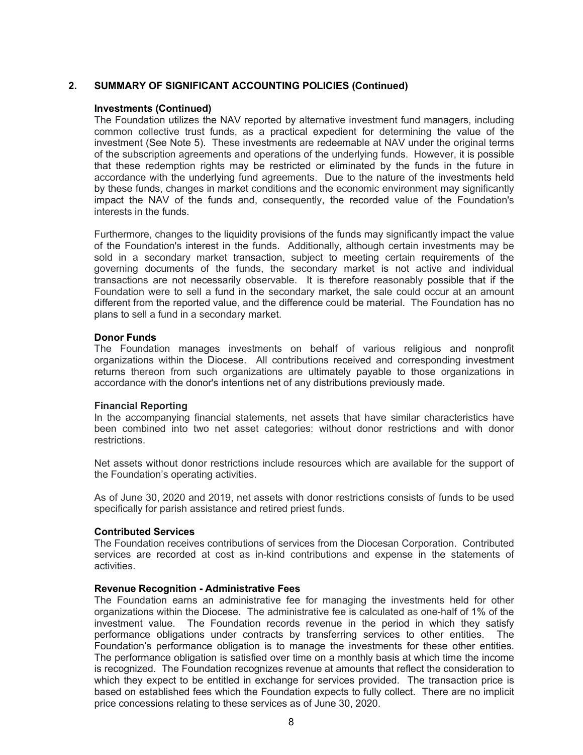## 2. SUMMARY OF SIGNIFICANT ACCOUNTING POLICIES (Continued)

### Investments (Continued)

The Foundation utilizes the NAV reported by alternative investment fund managers, including common collective trust funds, as a practical expedient for determining the value of the investment (See Note 5). These investments are redeemable at NAV under the original terms of the subscription agreements and operations of the underlying funds. However, it is possible that these redemption rights may be restricted or eliminated by the funds in the future in accordance with the underlying fund agreements. Due to the nature of the investments held by these funds, changes in market conditions and the economic environment may significantly impact the NAV of the funds and, consequently, the recorded value of the Foundation's interests in the funds.

Furthermore, changes to the liquidity provisions of the funds may significantly impact the value of the Foundation's interest in the funds. Additionally, although certain investments may be sold in a secondary market transaction, subject to meeting certain requirements of the governing documents of the funds, the secondary market is not active and individual transactions are not necessarily observable. It is therefore reasonably possible that if the Foundation were to sell a fund in the secondary market, the sale could occur at an amount different from the reported value, and the difference could be material. The Foundation has no plans to sell a fund in a secondary market.

### Donor Funds

The Foundation manages investments on behalf of various religious and nonprofit organizations within the Diocese. All contributions received and corresponding investment returns thereon from such organizations are ultimately payable to those organizations in accordance with the donor's intentions net of any distributions previously made.

### Financial Reporting

In the accompanying financial statements, net assets that have similar characteristics have been combined into two net asset categories: without donor restrictions and with donor restrictions.

Net assets without donor restrictions include resources which are available for the support of the Foundation's operating activities.

As of June 30, 2020 and 2019, net assets with donor restrictions consists of funds to be used specifically for parish assistance and retired priest funds.

### Contributed Services

The Foundation receives contributions of services from the Diocesan Corporation. Contributed services are recorded at cost as in-kind contributions and expense in the statements of activities.

### Revenue Recognition - Administrative Fees

The Foundation earns an administrative fee for managing the investments held for other organizations within the Diocese. The administrative fee is calculated as one-half of 1% of the investment value. The Foundation records revenue in the period in which they satisfy performance obligations under contracts by transferring services to other entities. The Foundation's performance obligation is to manage the investments for these other entities. The performance obligation is satisfied over time on a monthly basis at which time the income is recognized. The Foundation recognizes revenue at amounts that reflect the consideration to which they expect to be entitled in exchange for services provided. The transaction price is based on established fees which the Foundation expects to fully collect. There are no implicit price concessions relating to these services as of June 30, 2020.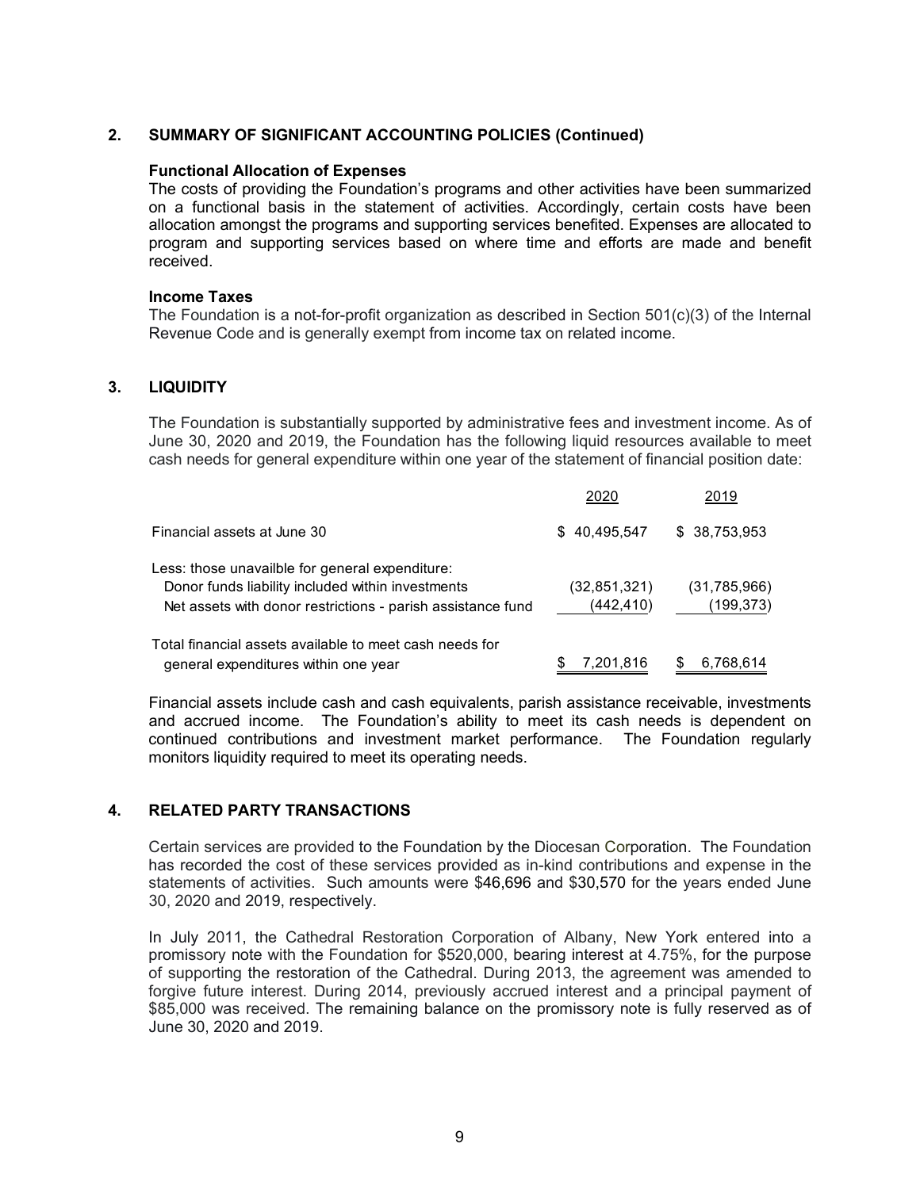## 2. SUMMARY OF SIGNIFICANT ACCOUNTING POLICIES (Continued)

### Functional Allocation of Expenses

The costs of providing the Foundation's programs and other activities have been summarized on a functional basis in the statement of activities. Accordingly, certain costs have been allocation amongst the programs and supporting services benefited. Expenses are allocated to program and supporting services based on where time and efforts are made and benefit received.

### Income Taxes

The Foundation is a not-for-profit organization as described in Section 501(c)(3) of the Internal Revenue Code and is generally exempt from income tax on related income.

## 3. LIQUIDITY

The Foundation is substantially supported by administrative fees and investment income. As of June 30, 2020 and 2019, the Foundation has the following liquid resources available to meet cash needs for general expenditure within one year of the statement of financial position date:

| | 2020 | 2019 |
|---|---|---|
| Financial assets at June 30 | $ 40,495,547 | $ 38,753,953 |
| Less: those unavailble for general expenditure: | | |
| Donor funds liability included within investments | (32,851,321) | (31,785,966) |
| Net assets with donor restrictions - parish assistance fund | (442,410) | (199,373) |
| Total financial assets available to meet cash needs for general expenditures within one year | $ 7,201,816 | $ 6,768,614 |

Financial assets include cash and cash equivalents, parish assistance receivable, investments and accrued income. The Foundation's ability to meet its cash needs is dependent on continued contributions and investment market performance. The Foundation regularly monitors liquidity required to meet its operating needs.

## 4. RELATED PARTY TRANSACTIONS

Certain services are provided to the Foundation by the Diocesan Corporation. The Foundation has recorded the cost of these services provided as in-kind contributions and expense in the statements of activities. Such amounts were $46,696 and $30,570 for the years ended June 30, 2020 and 2019, respectively.

In July 2011, the Cathedral Restoration Corporation of Albany, New York entered into a promissory note with the Foundation for $520,000, bearing interest at 4.75%, for the purpose of supporting the restoration of the Cathedral. During 2013, the agreement was amended to forgive future interest. During 2014, previously accrued interest and a principal payment of $85,000 was received. The remaining balance on the promissory note is fully reserved as of June 30, 2020 and 2019.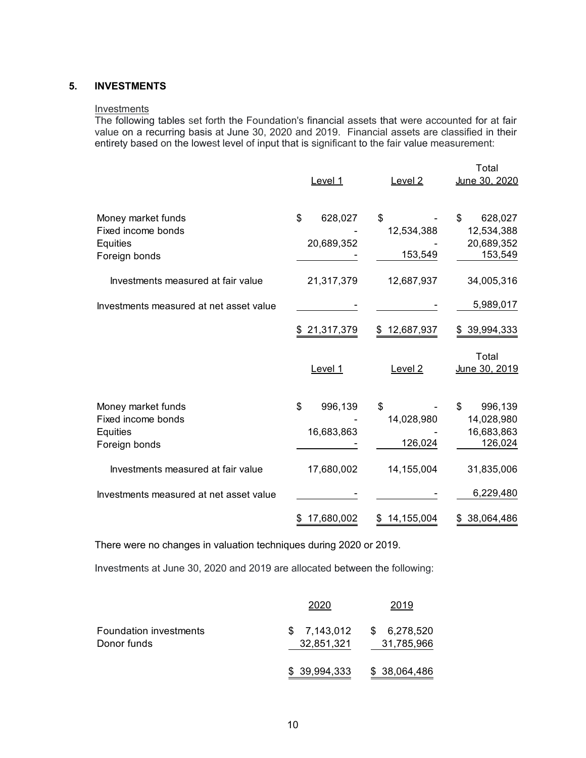## 5. INVESTMENTS

Investments

The following tables set forth the Foundation's financial assets that were accounted for at fair value on a recurring basis at June 30, 2020 and 2019. Financial assets are classified in their entirety based on the lowest level of input that is significant to the fair value measurement:

| | Level 1 | Level 2 | Total June 30, 2020 |
|---|---|---|---|
| Money market funds | $ 628,027 | $ - | $ 628,027 |
| Fixed income bonds | - | 12,534,388 | 12,534,388 |
| Equities | 20,689,352 | - | 20,689,352 |
| Foreign bonds | - | 153,549 | 153,549 |
| Investments measured at fair value | 21,317,379 | 12,687,937 | 34,005,316 |
| Investments measured at net asset value | - | - | 5,989,017 |
| | $ 21,317,379 | $ 12,687,937 | $ 39,994,333 |

| | Level 1 | Level 2 | Total June 30, 2019 |
|---|---|---|---|
| Money market funds | $ 996,139 | $ - | $ 996,139 |
| Fixed income bonds | - | 14,028,980 | 14,028,980 |
| Equities | 16,683,863 | - | 16,683,863 |
| Foreign bonds | - | 126,024 | 126,024 |
| Investments measured at fair value | 17,680,002 | 14,155,004 | 31,835,006 |
| Investments measured at net asset value | - | - | 6,229,480 |
| | $ 17,680,002 | $ 14,155,004 | $ 38,064,486 |

There were no changes in valuation techniques during 2020 or 2019.

Investments at June 30, 2020 and 2019 are allocated between the following:

| | 2020 | 2019 |
|---|---|---|
| Foundation investments | $ 7,143,012 | $ 6,278,520 |
| Donor funds | 32,851,321 | 31,785,966 |
| | $ 39,994,333 | $ 38,064,486 |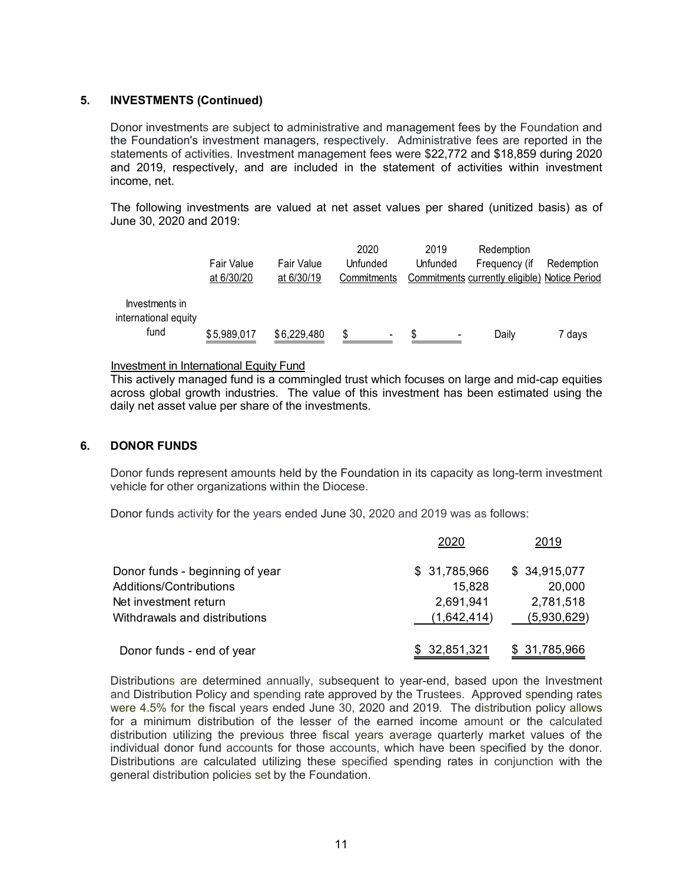## 5. INVESTMENTS (Continued)

Donor investments are subject to administrative and management fees by the Foundation and the Foundation's investment managers, respectively. Administrative fees are reported in the statements of activities. Investment management fees were $22,772 and $18,859 during 2020 and 2019, respectively, and are included in the statement of activities within investment income, net.

The following investments are valued at net asset values per shared (unitized basis) as of June 30, 2020 and 2019:

| | Fair Value at 6/30/20 | Fair Value at 6/30/19 | 2020 Unfunded Commitments | 2019 Unfunded Commitments | Redemption Frequency (if currently eligible) | Redemption Notice Period |
|---|---|---|---|---|---|---|
| Investments in international equity fund | $5,989,017 | $6,229,480 | $ - | $ - | Daily | 7 days |

Investment in International Equity Fund

This actively managed fund is a commingled trust which focuses on large and mid-cap equities across global growth industries. The value of this investment has been estimated using the daily net asset value per share of the investments.

## 6. DONOR FUNDS

Donor funds represent amounts held by the Foundation in its capacity as long-term investment vehicle for other organizations within the Diocese.

Donor funds activity for the years ended June 30, 2020 and 2019 was as follows:

| | 2020 | 2019 |
|---|---|---|
| Donor funds - beginning of year | $ 31,785,966 | $ 34,915,077 |
| Additions/Contributions | 15,828 | 20,000 |
| Net investment return | 2,691,941 | 2,781,518 |
| Withdrawals and distributions | (1,642,414) | (5,930,629) |
| Donor funds - end of year | $ 32,851,321 | $ 31,785,966 |

Distributions are determined annually, subsequent to year-end, based upon the Investment and Distribution Policy and spending rate approved by the Trustees. Approved spending rates were 4.5% for the fiscal years ended June 30, 2020 and 2019. The distribution policy allows for a minimum distribution of the lesser of the earned income amount or the calculated distribution utilizing the previous three fiscal years average quarterly market values of the individual donor fund accounts for those accounts, which have been specified by the donor. Distributions are calculated utilizing these specified spending rates in conjunction with the general distribution policies set by the Foundation.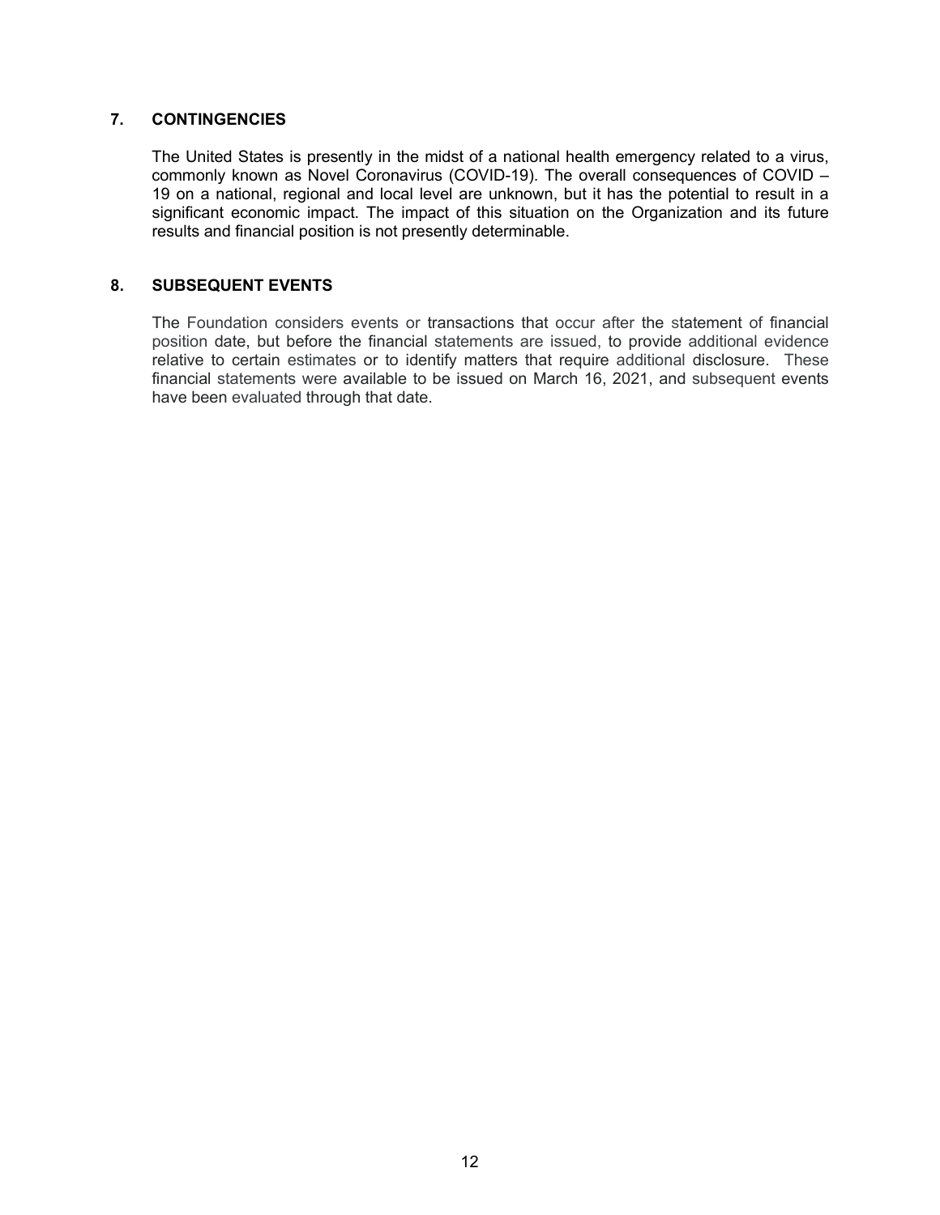## 7. CONTINGENCIES

The United States is presently in the midst of a national health emergency related to a virus, commonly known as Novel Coronavirus (COVID-19). The overall consequences of COVID – 19 on a national, regional and local level are unknown, but it has the potential to result in a significant economic impact. The impact of this situation on the Organization and its future results and financial position is not presently determinable.

## 8. SUBSEQUENT EVENTS

The Foundation considers events or transactions that occur after the statement of financial position date, but before the financial statements are issued, to provide additional evidence relative to certain estimates or to identify matters that require additional disclosure. These financial statements were available to be issued on March 16, 2021, and subsequent events have been evaluated through that date.